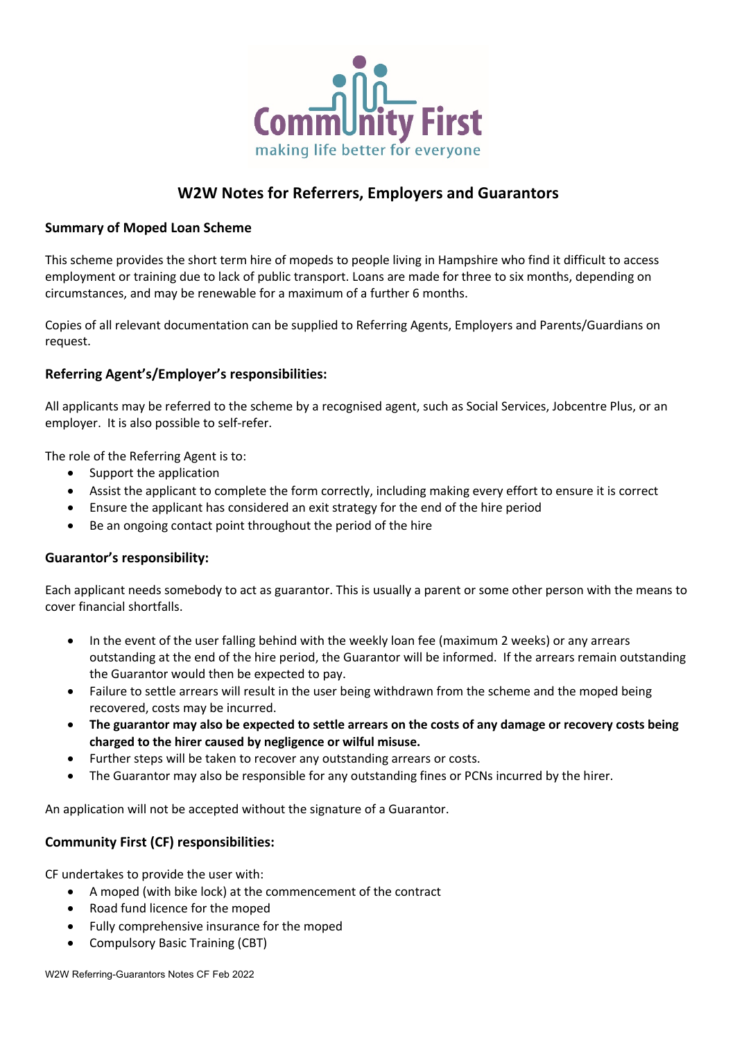Community First
making life better for everyone

# W2W Notes for Referrers, Employers and Guarantors

### Summary of Moped Loan Scheme

This scheme provides the short term hire of mopeds to people living in Hampshire who find it difficult to access employment or training due to lack of public transport. Loans are made for three to six months, depending on circumstances, and may be renewable for a maximum of a further 6 months.

Copies of all relevant documentation can be supplied to Referring Agents, Employers and Parents/Guardians on request.

### Referring Agent's/Employer's responsibilities:

All applicants may be referred to the scheme by a recognised agent, such as Social Services, Jobcentre Plus, or an employer. It is also possible to self-refer.

The role of the Referring Agent is to:

- Support the application
- Assist the applicant to complete the form correctly, including making every effort to ensure it is correct
- Ensure the applicant has considered an exit strategy for the end of the hire period
- Be an ongoing contact point throughout the period of the hire

### Guarantor's responsibility:

Each applicant needs somebody to act as guarantor. This is usually a parent or some other person with the means to cover financial shortfalls.

- In the event of the user falling behind with the weekly loan fee (maximum 2 weeks) or any arrears outstanding at the end of the hire period, the Guarantor will be informed. If the arrears remain outstanding the Guarantor would then be expected to pay.
- Failure to settle arrears will result in the user being withdrawn from the scheme and the moped being recovered, costs may be incurred.
- **The guarantor may also be expected to settle arrears on the costs of any damage or recovery costs being charged to the hirer caused by negligence or wilful misuse.**
- Further steps will be taken to recover any outstanding arrears or costs.
- The Guarantor may also be responsible for any outstanding fines or PCNs incurred by the hirer.

An application will not be accepted without the signature of a Guarantor.

### Community First (CF) responsibilities:

CF undertakes to provide the user with:

- A moped (with bike lock) at the commencement of the contract
- Road fund licence for the moped
- Fully comprehensive insurance for the moped
- Compulsory Basic Training (CBT)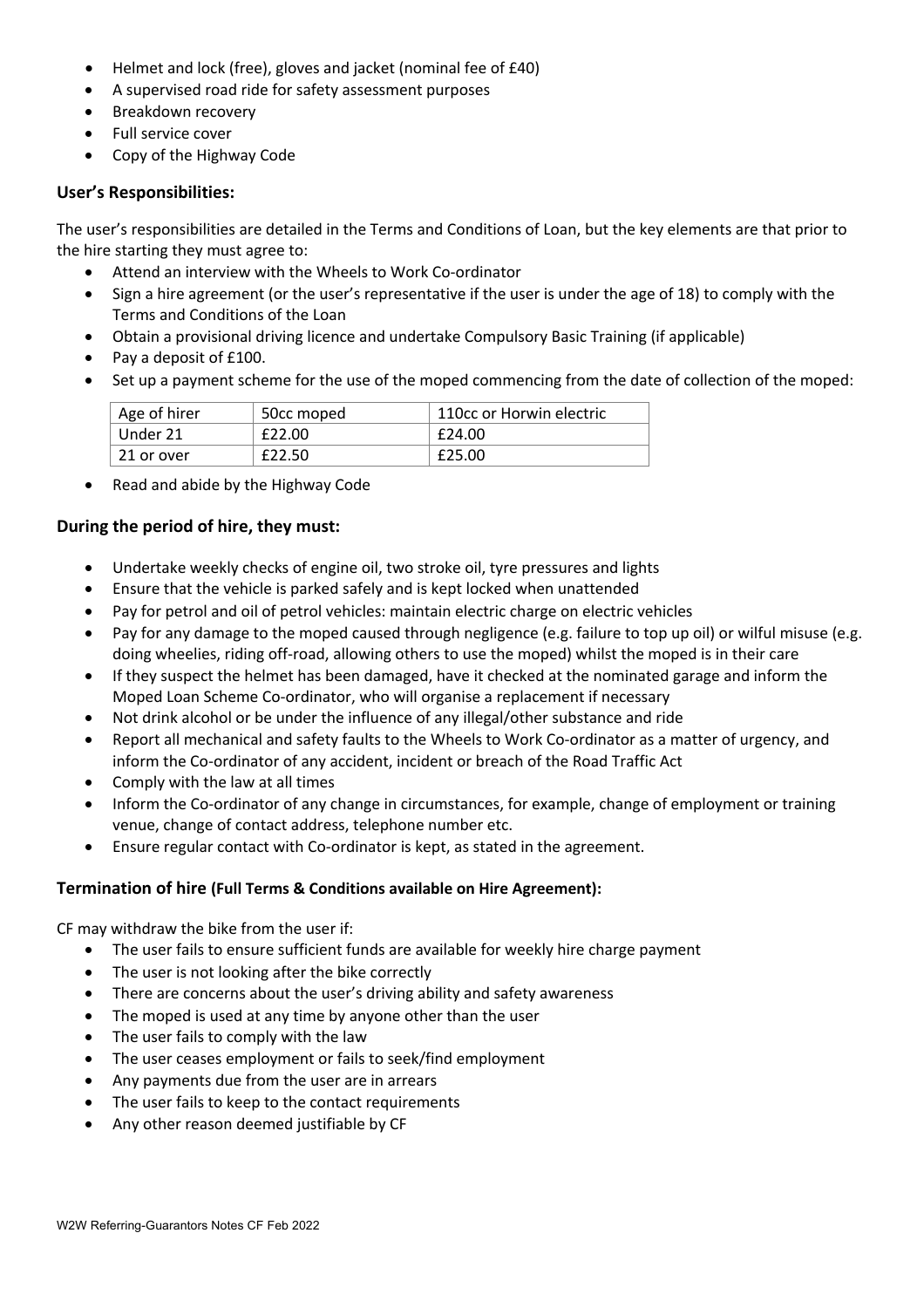- Helmet and lock (free), gloves and jacket (nominal fee of £40)
- A supervised road ride for safety assessment purposes
- Breakdown recovery
- Full service cover
- Copy of the Highway Code

### User's Responsibilities:

The user's responsibilities are detailed in the Terms and Conditions of Loan, but the key elements are that prior to the hire starting they must agree to:

- Attend an interview with the Wheels to Work Co-ordinator
- Sign a hire agreement (or the user's representative if the user is under the age of 18) to comply with the Terms and Conditions of the Loan
- Obtain a provisional driving licence and undertake Compulsory Basic Training (if applicable)
- Pay a deposit of £100.
- Set up a payment scheme for the use of the moped commencing from the date of collection of the moped:

| Age of hirer | 50cc moped | 110cc or Horwin electric |
|---|---|---|
| Under 21 | £22.00 | £24.00 |
| 21 or over | £22.50 | £25.00 |

- Read and abide by the Highway Code

### During the period of hire, they must:

- Undertake weekly checks of engine oil, two stroke oil, tyre pressures and lights
- Ensure that the vehicle is parked safely and is kept locked when unattended
- Pay for petrol and oil of petrol vehicles: maintain electric charge on electric vehicles
- Pay for any damage to the moped caused through negligence (e.g. failure to top up oil) or wilful misuse (e.g. doing wheelies, riding off-road, allowing others to use the moped) whilst the moped is in their care
- If they suspect the helmet has been damaged, have it checked at the nominated garage and inform the Moped Loan Scheme Co-ordinator, who will organise a replacement if necessary
- Not drink alcohol or be under the influence of any illegal/other substance and ride
- Report all mechanical and safety faults to the Wheels to Work Co-ordinator as a matter of urgency, and inform the Co-ordinator of any accident, incident or breach of the Road Traffic Act
- Comply with the law at all times
- Inform the Co-ordinator of any change in circumstances, for example, change of employment or training venue, change of contact address, telephone number etc.
- Ensure regular contact with Co-ordinator is kept, as stated in the agreement.

### Termination of hire (Full Terms & Conditions available on Hire Agreement):

CF may withdraw the bike from the user if:

- The user fails to ensure sufficient funds are available for weekly hire charge payment
- The user is not looking after the bike correctly
- There are concerns about the user's driving ability and safety awareness
- The moped is used at any time by anyone other than the user
- The user fails to comply with the law
- The user ceases employment or fails to seek/find employment
- Any payments due from the user are in arrears
- The user fails to keep to the contact requirements
- Any other reason deemed justifiable by CF